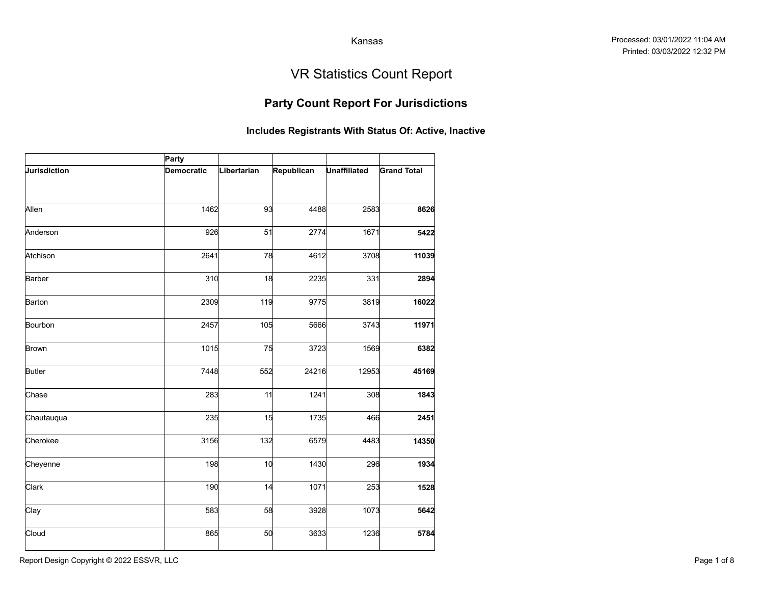Kansas

Processed: 03/01/2022 11:04 AM
Printed: 03/03/2022 12:32 PM

# VR Statistics Count Report

## Party Count Report For Jurisdictions

### Includes Registrants With Status Of: Active, Inactive

| | Party | | | | |
|---|---|---|---|---|---|
| **Jurisdiction** | **Democratic** | **Libertarian** | **Republican** | **Unaffiliated** | **Grand Total** |
| Allen | 1462 | 93 | 4488 | 2583 | **8626** |
| Anderson | 926 | 51 | 2774 | 1671 | **5422** |
| Atchison | 2641 | 78 | 4612 | 3708 | **11039** |
| Barber | 310 | 18 | 2235 | 331 | **2894** |
| Barton | 2309 | 119 | 9775 | 3819 | **16022** |
| Bourbon | 2457 | 105 | 5666 | 3743 | **11971** |
| Brown | 1015 | 75 | 3723 | 1569 | **6382** |
| Butler | 7448 | 552 | 24216 | 12953 | **45169** |
| Chase | 283 | 11 | 1241 | 308 | **1843** |
| Chautauqua | 235 | 15 | 1735 | 466 | **2451** |
| Cherokee | 3156 | 132 | 6579 | 4483 | **14350** |
| Cheyenne | 198 | 10 | 1430 | 296 | **1934** |
| Clark | 190 | 14 | 1071 | 253 | **1528** |
| Clay | 583 | 58 | 3928 | 1073 | **5642** |
| Cloud | 865 | 50 | 3633 | 1236 | **5784** |

Report Design Copyright © 2022 ESSVR, LLC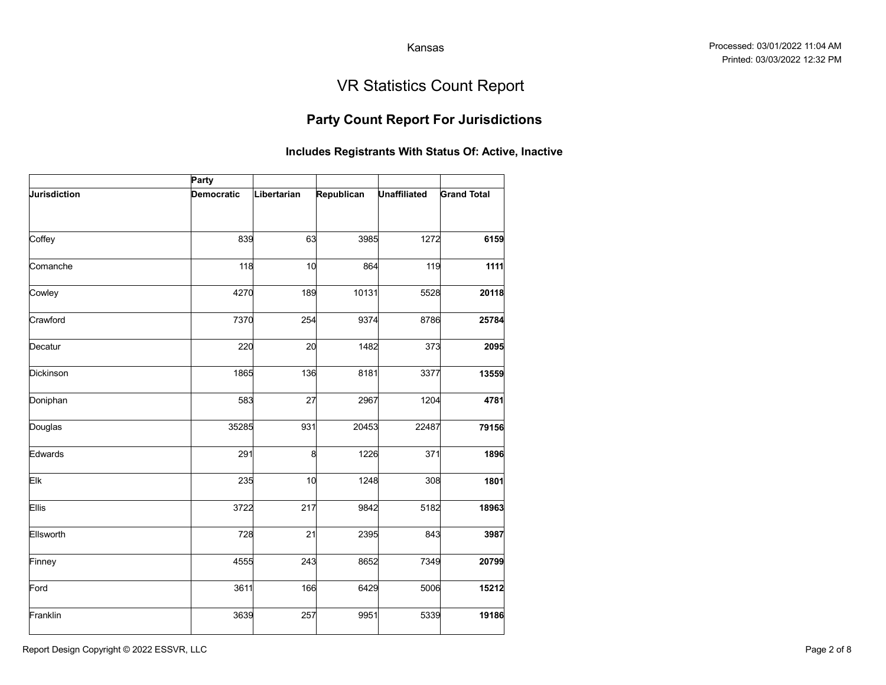Kansas

Processed: 03/01/2022 11:04 AM
Printed: 03/03/2022 12:32 PM

# VR Statistics Count Report

## Party Count Report For Jurisdictions

### Includes Registrants With Status Of: Active, Inactive

| | Party | | | | |
|---|---|---|---|---|---|
| **Jurisdiction** | **Democratic** | **Libertarian** | **Republican** | **Unaffiliated** | **Grand Total** |
| Coffey | 839 | 63 | 3985 | 1272 | **6159** |
| Comanche | 118 | 10 | 864 | 119 | **1111** |
| Cowley | 4270 | 189 | 10131 | 5528 | **20118** |
| Crawford | 7370 | 254 | 9374 | 8786 | **25784** |
| Decatur | 220 | 20 | 1482 | 373 | **2095** |
| Dickinson | 1865 | 136 | 8181 | 3377 | **13559** |
| Doniphan | 583 | 27 | 2967 | 1204 | **4781** |
| Douglas | 35285 | 931 | 20453 | 22487 | **79156** |
| Edwards | 291 | 8 | 1226 | 371 | **1896** |
| Elk | 235 | 10 | 1248 | 308 | **1801** |
| Ellis | 3722 | 217 | 9842 | 5182 | **18963** |
| Ellsworth | 728 | 21 | 2395 | 843 | **3987** |
| Finney | 4555 | 243 | 8652 | 7349 | **20799** |
| Ford | 3611 | 166 | 6429 | 5006 | **15212** |
| Franklin | 3639 | 257 | 9951 | 5339 | **19186** |

Report Design Copyright © 2022 ESSVR, LLC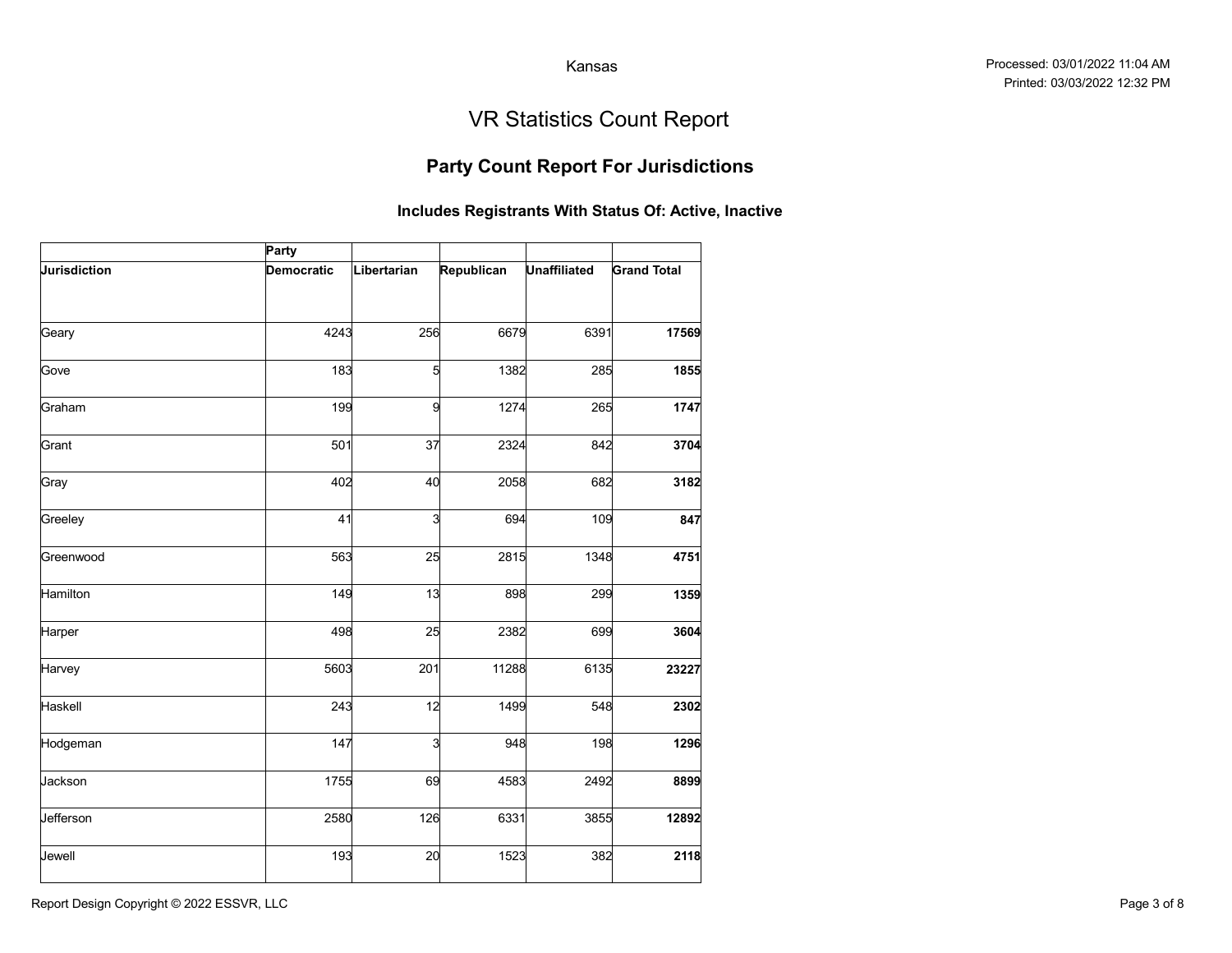Kansas

Processed: 03/01/2022 11:04 AM
Printed: 03/03/2022 12:32 PM

# VR Statistics Count Report

## Party Count Report For Jurisdictions

### Includes Registrants With Status Of: Active, Inactive

| | Party | | | | |
|---|---|---|---|---|---|
| **Jurisdiction** | **Democratic** | **Libertarian** | **Republican** | **Unaffiliated** | **Grand Total** |
| Geary | 4243 | 256 | 6679 | 6391 | **17569** |
| Gove | 183 | 5 | 1382 | 285 | **1855** |
| Graham | 199 | 9 | 1274 | 265 | **1747** |
| Grant | 501 | 37 | 2324 | 842 | **3704** |
| Gray | 402 | 40 | 2058 | 682 | **3182** |
| Greeley | 41 | 3 | 694 | 109 | **847** |
| Greenwood | 563 | 25 | 2815 | 1348 | **4751** |
| Hamilton | 149 | 13 | 898 | 299 | **1359** |
| Harper | 498 | 25 | 2382 | 699 | **3604** |
| Harvey | 5603 | 201 | 11288 | 6135 | **23227** |
| Haskell | 243 | 12 | 1499 | 548 | **2302** |
| Hodgeman | 147 | 3 | 948 | 198 | **1296** |
| Jackson | 1755 | 69 | 4583 | 2492 | **8899** |
| Jefferson | 2580 | 126 | 6331 | 3855 | **12892** |
| Jewell | 193 | 20 | 1523 | 382 | **2118** |

Report Design Copyright © 2022 ESSVR, LLC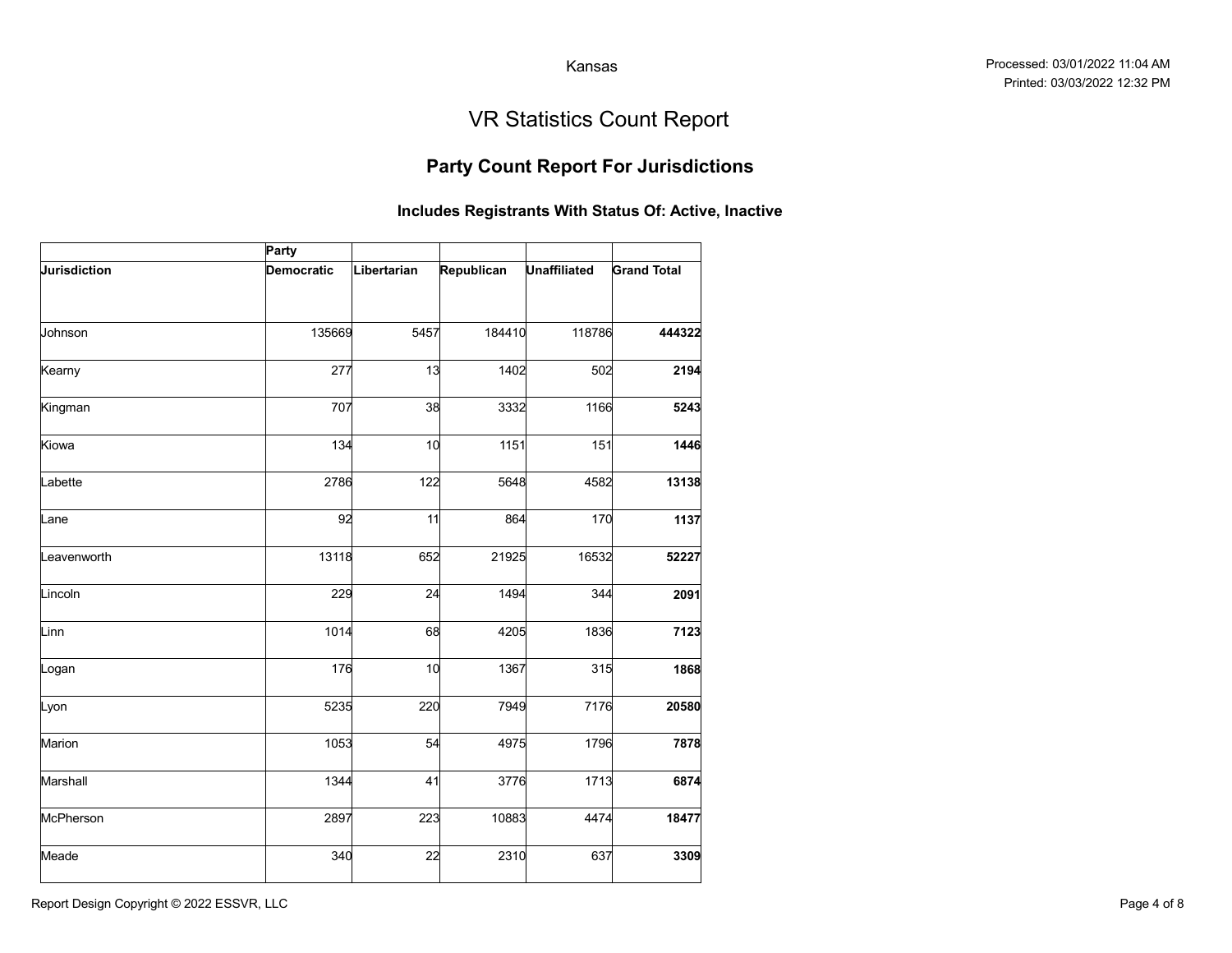Kansas

Processed: 03/01/2022 11:04 AM
Printed: 03/03/2022 12:32 PM

# VR Statistics Count Report

## Party Count Report For Jurisdictions

### Includes Registrants With Status Of: Active, Inactive

| | Party | | | | |
|---|---|---|---|---|---|
| **Jurisdiction** | **Democratic** | **Libertarian** | **Republican** | **Unaffiliated** | **Grand Total** |
| Johnson | 135669 | 5457 | 184410 | 118786 | **444322** |
| Kearny | 277 | 13 | 1402 | 502 | **2194** |
| Kingman | 707 | 38 | 3332 | 1166 | **5243** |
| Kiowa | 134 | 10 | 1151 | 151 | **1446** |
| Labette | 2786 | 122 | 5648 | 4582 | **13138** |
| Lane | 92 | 11 | 864 | 170 | **1137** |
| Leavenworth | 13118 | 652 | 21925 | 16532 | **52227** |
| Lincoln | 229 | 24 | 1494 | 344 | **2091** |
| Linn | 1014 | 68 | 4205 | 1836 | **7123** |
| Logan | 176 | 10 | 1367 | 315 | **1868** |
| Lyon | 5235 | 220 | 7949 | 7176 | **20580** |
| Marion | 1053 | 54 | 4975 | 1796 | **7878** |
| Marshall | 1344 | 41 | 3776 | 1713 | **6874** |
| McPherson | 2897 | 223 | 10883 | 4474 | **18477** |
| Meade | 340 | 22 | 2310 | 637 | **3309** |

Report Design Copyright © 2022 ESSVR, LLC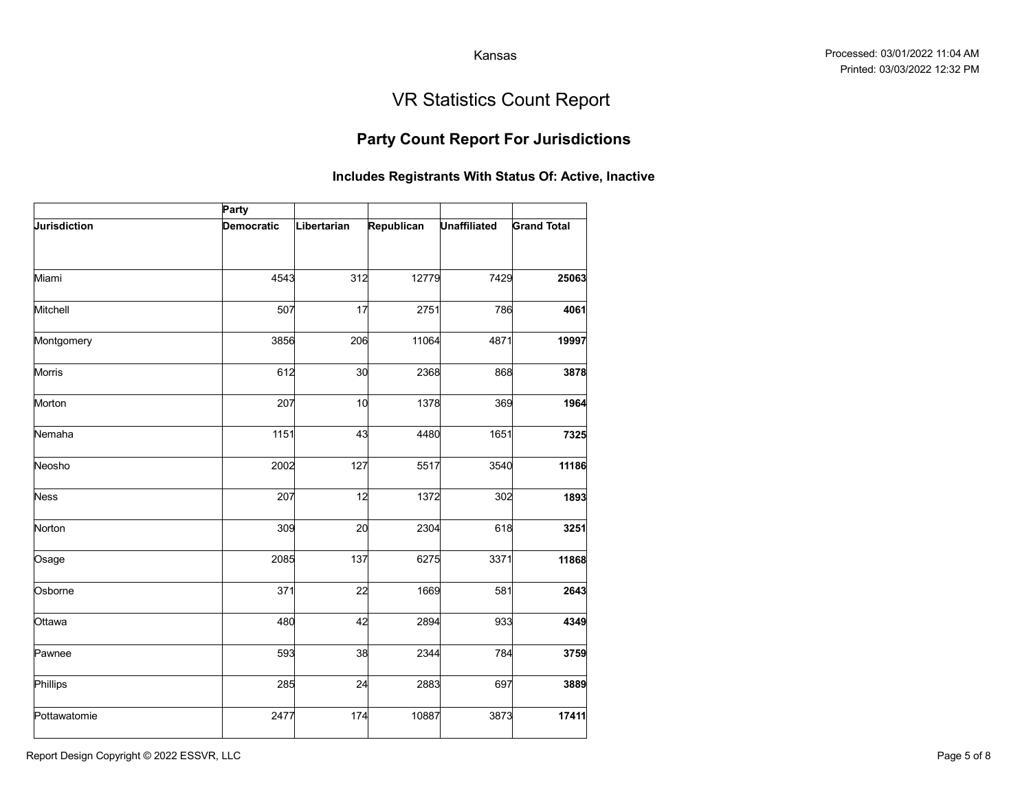Kansas

Processed: 03/01/2022 11:04 AM
Printed: 03/03/2022 12:32 PM

# VR Statistics Count Report

## Party Count Report For Jurisdictions

### Includes Registrants With Status Of: Active, Inactive

| | Party | | | | |
|---|---|---|---|---|---|
| **Jurisdiction** | **Democratic** | **Libertarian** | **Republican** | **Unaffiliated** | **Grand Total** |
| Miami | 4543 | 312 | 12779 | 7429 | **25063** |
| Mitchell | 507 | 17 | 2751 | 786 | **4061** |
| Montgomery | 3856 | 206 | 11064 | 4871 | **19997** |
| Morris | 612 | 30 | 2368 | 868 | **3878** |
| Morton | 207 | 10 | 1378 | 369 | **1964** |
| Nemaha | 1151 | 43 | 4480 | 1651 | **7325** |
| Neosho | 2002 | 127 | 5517 | 3540 | **11186** |
| Ness | 207 | 12 | 1372 | 302 | **1893** |
| Norton | 309 | 20 | 2304 | 618 | **3251** |
| Osage | 2085 | 137 | 6275 | 3371 | **11868** |
| Osborne | 371 | 22 | 1669 | 581 | **2643** |
| Ottawa | 480 | 42 | 2894 | 933 | **4349** |
| Pawnee | 593 | 38 | 2344 | 784 | **3759** |
| Phillips | 285 | 24 | 2883 | 697 | **3889** |
| Pottawatomie | 2477 | 174 | 10887 | 3873 | **17411** |

Report Design Copyright © 2022 ESSVR, LLC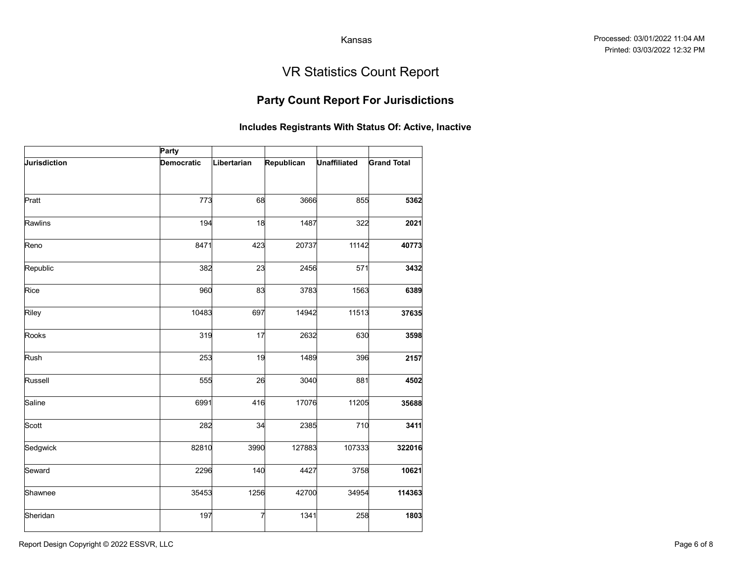Kansas

Processed: 03/01/2022 11:04 AM
Printed: 03/03/2022 12:32 PM

# VR Statistics Count Report

## Party Count Report For Jurisdictions

### Includes Registrants With Status Of: Active, Inactive

| | Party | | | | |
|---|---|---|---|---|---|
| **Jurisdiction** | **Democratic** | **Libertarian** | **Republican** | **Unaffiliated** | **Grand Total** |
| Pratt | 773 | 68 | 3666 | 855 | **5362** |
| Rawlins | 194 | 18 | 1487 | 322 | **2021** |
| Reno | 8471 | 423 | 20737 | 11142 | **40773** |
| Republic | 382 | 23 | 2456 | 571 | **3432** |
| Rice | 960 | 83 | 3783 | 1563 | **6389** |
| Riley | 10483 | 697 | 14942 | 11513 | **37635** |
| Rooks | 319 | 17 | 2632 | 630 | **3598** |
| Rush | 253 | 19 | 1489 | 396 | **2157** |
| Russell | 555 | 26 | 3040 | 881 | **4502** |
| Saline | 6991 | 416 | 17076 | 11205 | **35688** |
| Scott | 282 | 34 | 2385 | 710 | **3411** |
| Sedgwick | 82810 | 3990 | 127883 | 107333 | **322016** |
| Seward | 2296 | 140 | 4427 | 3758 | **10621** |
| Shawnee | 35453 | 1256 | 42700 | 34954 | **114363** |
| Sheridan | 197 | 7 | 1341 | 258 | **1803** |

Report Design Copyright © 2022 ESSVR, LLC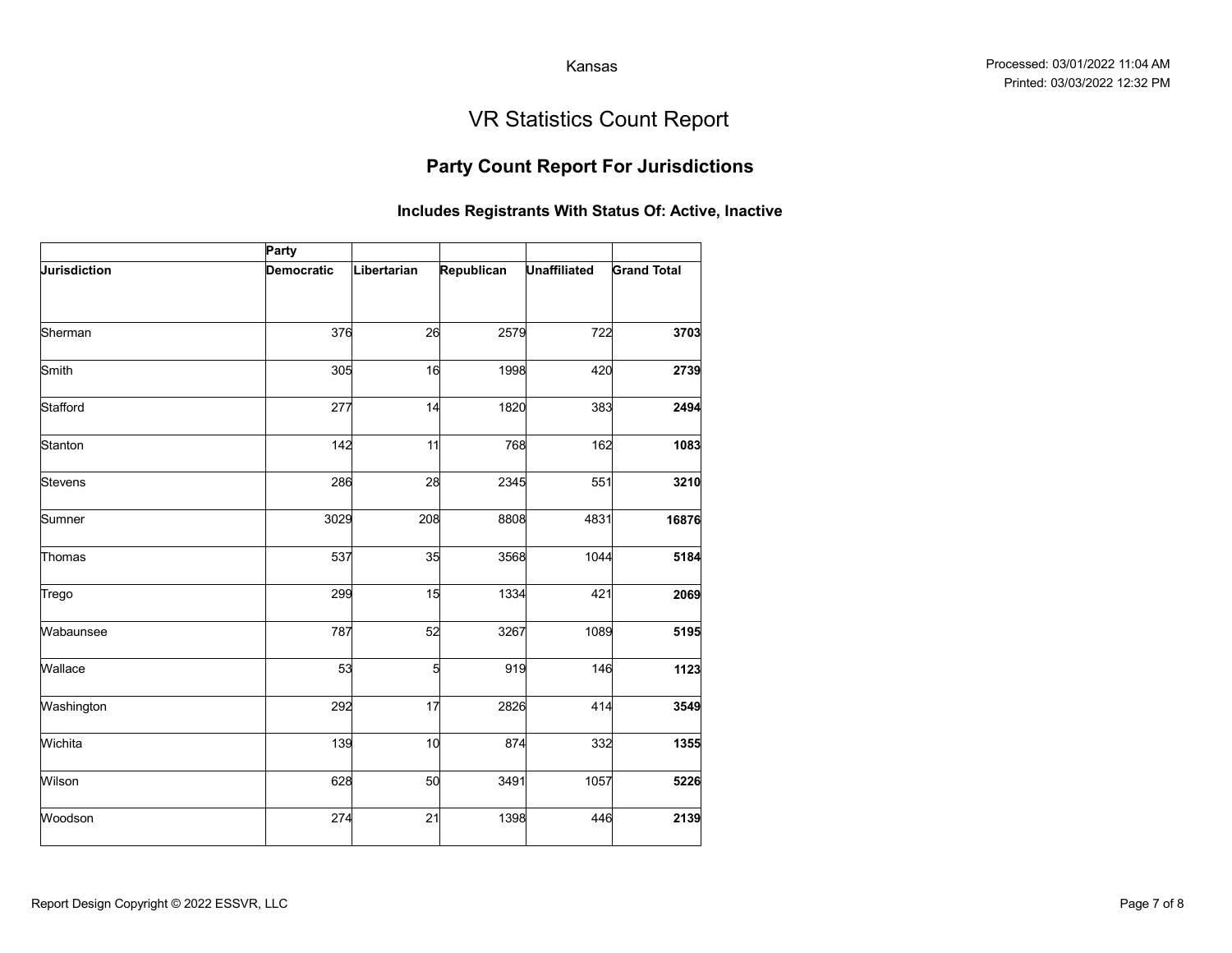Kansas

Processed: 03/01/2022 11:04 AM
Printed: 03/03/2022 12:32 PM

# VR Statistics Count Report

## Party Count Report For Jurisdictions

### Includes Registrants With Status Of: Active, Inactive

| | Party | | | | |
|---|---|---|---|---|---|
| **Jurisdiction** | **Democratic** | **Libertarian** | **Republican** | **Unaffiliated** | **Grand Total** |
| Sherman | 376 | 26 | 2579 | 722 | **3703** |
| Smith | 305 | 16 | 1998 | 420 | **2739** |
| Stafford | 277 | 14 | 1820 | 383 | **2494** |
| Stanton | 142 | 11 | 768 | 162 | **1083** |
| Stevens | 286 | 28 | 2345 | 551 | **3210** |
| Sumner | 3029 | 208 | 8808 | 4831 | **16876** |
| Thomas | 537 | 35 | 3568 | 1044 | **5184** |
| Trego | 299 | 15 | 1334 | 421 | **2069** |
| Wabaunsee | 787 | 52 | 3267 | 1089 | **5195** |
| Wallace | 53 | 5 | 919 | 146 | **1123** |
| Washington | 292 | 17 | 2826 | 414 | **3549** |
| Wichita | 139 | 10 | 874 | 332 | **1355** |
| Wilson | 628 | 50 | 3491 | 1057 | **5226** |
| Woodson | 274 | 21 | 1398 | 446 | **2139** |

Report Design Copyright © 2022 ESSVR, LLC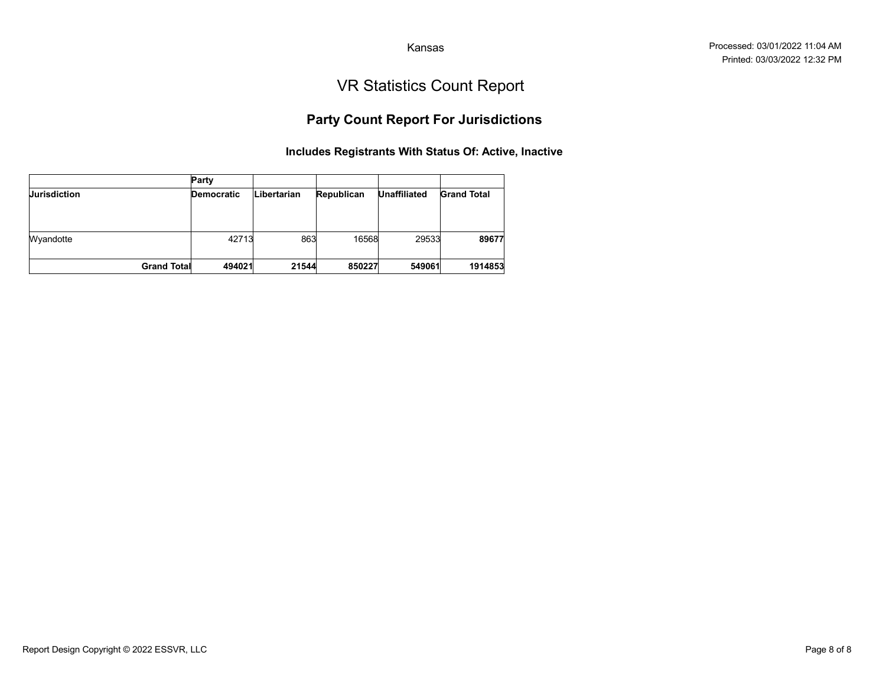Kansas

Processed: 03/01/2022 11:04 AM
Printed: 03/03/2022 12:32 PM

# VR Statistics Count Report

## Party Count Report For Jurisdictions

### Includes Registrants With Status Of: Active, Inactive

| | Party | | | | |
|---|---|---|---|---|---|
| **Jurisdiction** | **Democratic** | **Libertarian** | **Republican** | **Unaffiliated** | **Grand Total** |
| Wyandotte | 42713 | 863 | 16568 | 29533 | **89677** |
| **Grand Total** | **494021** | **21544** | **850227** | **549061** | **1914853** |

Report Design Copyright © 2022 ESSVR, LLC